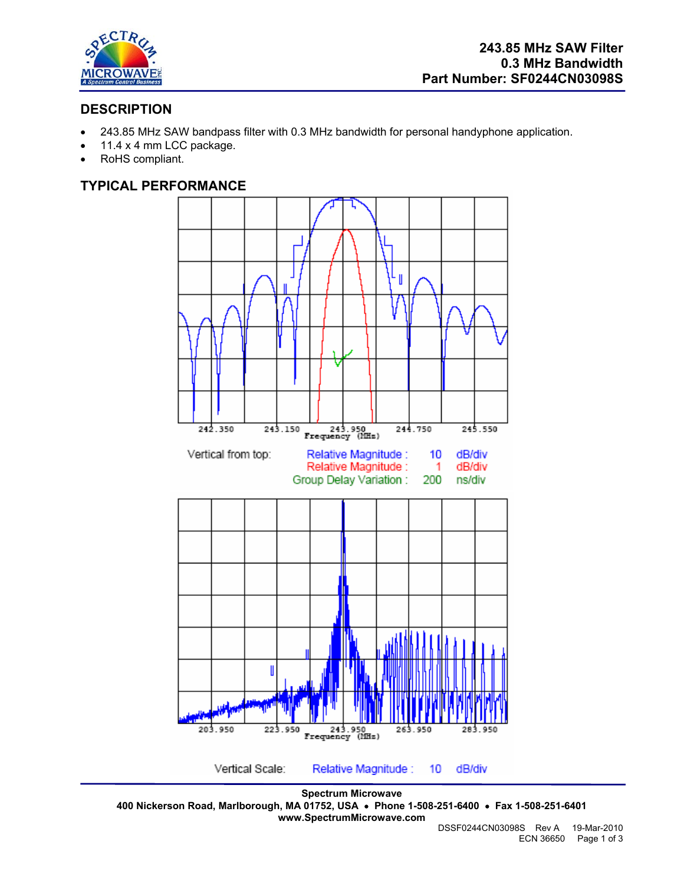**243.85 MHz SAW Filter**
**0.3 MHz Bandwidth**
**Part Number: SF0244CN03098S**

## DESCRIPTION

- 243.85 MHz SAW bandpass filter with 0.3 MHz bandwidth for personal handyphone application.
- 11.4 x 4 mm LCC package.
- RoHS compliant.

## TYPICAL PERFORMANCE

242.350 243.150 243.950 244.750 245.550
Frequency (MHz)

Vertical from top: Relative Magnitude : 10 dB/div
Relative Magnitude : 1 dB/div
Group Delay Variation : 200 ns/div

203.950 223.950 243.950 263.950 283.950
Frequency (MHz)

Vertical Scale: Relative Magnitude : 10 dB/div

**Spectrum Microwave**
**400 Nickerson Road, Marlborough, MA 01752, USA • Phone 1-508-251-6400 • Fax 1-508-251-6401**
**www.SpectrumMicrowave.com**

DSSF0244CN03098S Rev A 19-Mar-2010
ECN 36650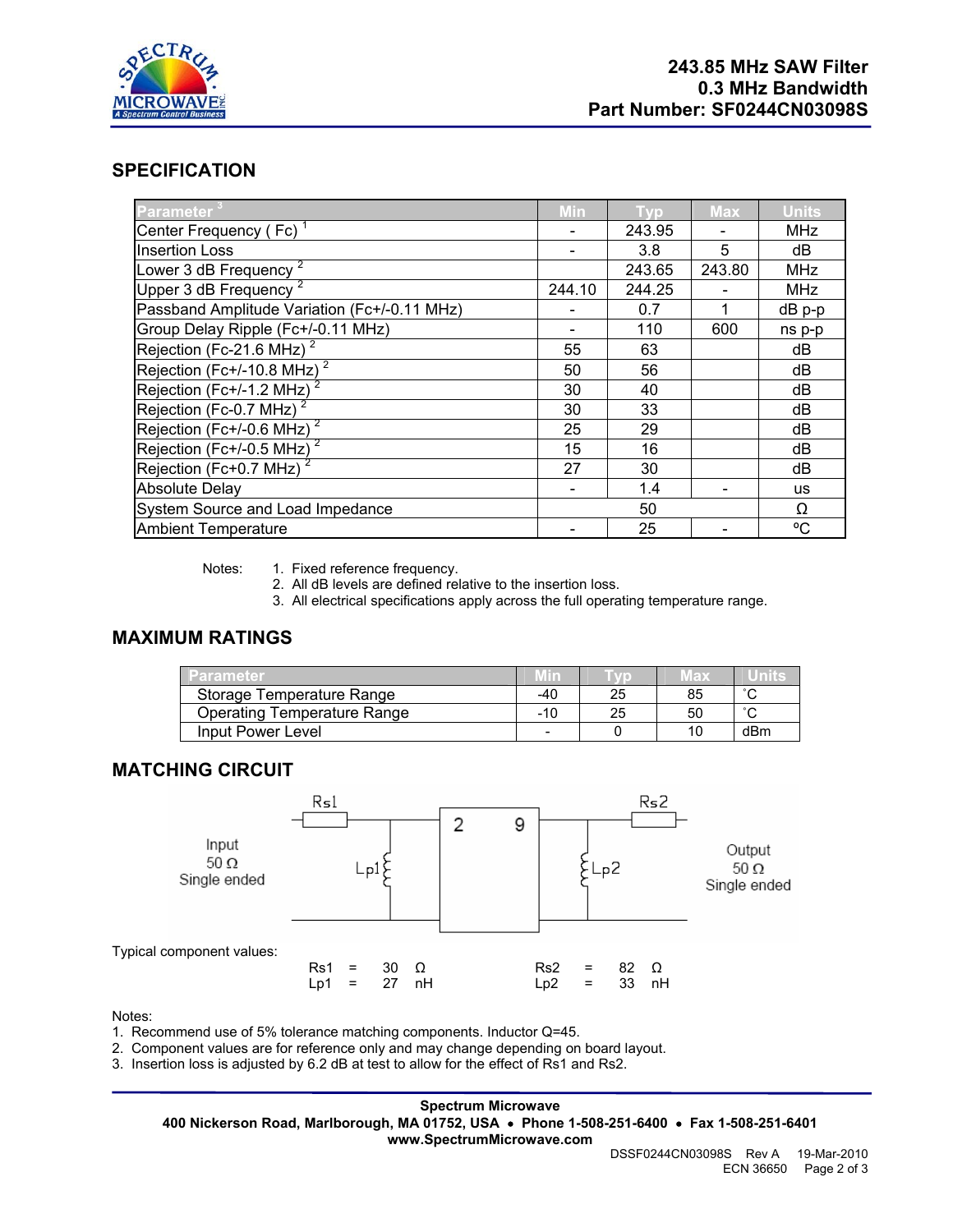**243.85 MHz SAW Filter**
**0.3 MHz Bandwidth**
**Part Number: SF0244CN03098S**

## SPECIFICATION

| Parameter [3] | Min | Typ | Max | Units |
|---|---|---|---|---|
| Center Frequency ( Fc) [1] | - | 243.95 | - | MHz |
| Insertion Loss | - | 3.8 | 5 | dB |
| Lower 3 dB Frequency [2] | | 243.65 | 243.80 | MHz |
| Upper 3 dB Frequency [2] | 244.10 | 244.25 | - | MHz |
| Passband Amplitude Variation (Fc+/-0.11 MHz) | - | 0.7 | 1 | dB p-p |
| Group Delay Ripple (Fc+/-0.11 MHz) | - | 110 | 600 | ns p-p |
| Rejection (Fc-21.6 MHz) [2] | 55 | 63 | | dB |
| Rejection (Fc+/-10.8 MHz) [2] | 50 | 56 | | dB |
| Rejection (Fc+/-1.2 MHz) [2] | 30 | 40 | | dB |
| Rejection (Fc-0.7 MHz) [2] | 30 | 33 | | dB |
| Rejection (Fc+/-0.6 MHz) [2] | 25 | 29 | | dB |
| Rejection (Fc+/-0.5 MHz) [2] | 15 | 16 | | dB |
| Rejection (Fc+0.7 MHz) [2] | 27 | 30 | | dB |
| Absolute Delay | - | 1.4 | - | us |
| System Source and Load Impedance | | 50 | | Ω |
| Ambient Temperature | - | 25 | - | ºC |

Notes:
1. Fixed reference frequency.
2. All dB levels are defined relative to the insertion loss.
3. All electrical specifications apply across the full operating temperature range.

## MAXIMUM RATINGS

| Parameter | Min | Typ | Max | Units |
|---|---|---|---|---|
| Storage Temperature Range | -40 | 25 | 85 | ˚C |
| Operating Temperature Range | -10 | 25 | 50 | ˚C |
| Input Power Level | - | 0 | 10 | dBm |

## MATCHING CIRCUIT

Input 50 Ω Single ended — Rs1 — Lp1 — [2 9] — Lp2 — Rs2 — Output 50 Ω Single ended

Typical component values:

| | | | | | | | |
|---|---|---|---|---|---|---|---|
| Rs1 | = | 30 | Ω | Rs2 | = | 82 | Ω |
| Lp1 | = | 27 | nH | Lp2 | = | 33 | nH |

Notes:
1. Recommend use of 5% tolerance matching components. Inductor Q=45.
2. Component values are for reference only and may change depending on board layout.
3. Insertion loss is adjusted by 6.2 dB at test to allow for the effect of Rs1 and Rs2.

**Spectrum Microwave**
**400 Nickerson Road, Marlborough, MA 01752, USA • Phone 1-508-251-6400 • Fax 1-508-251-6401**
**www.SpectrumMicrowave.com**

DSSF0244CN03098S Rev A 19-Mar-2010
ECN 36650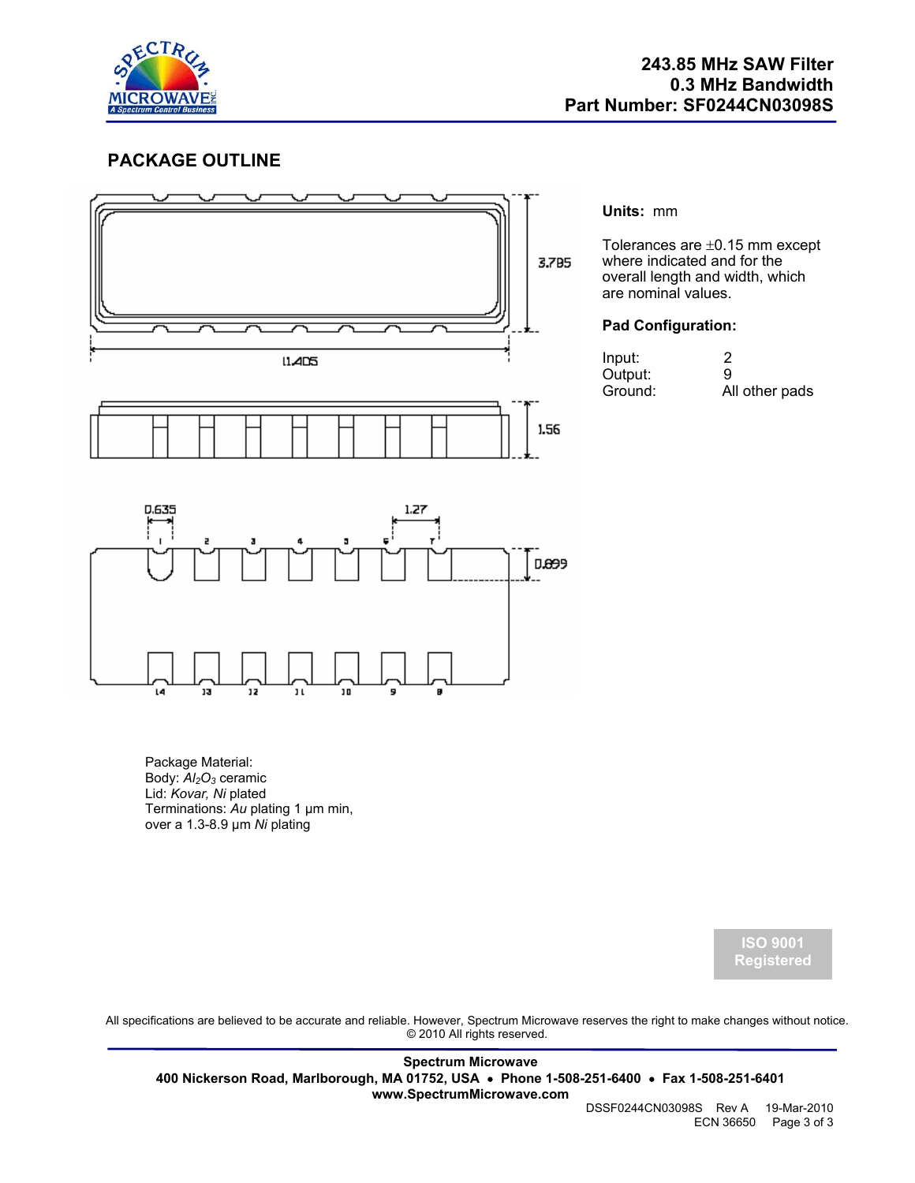# 243.85 MHz SAW Filter
## 0.3 MHz Bandwidth
## Part Number: SF0244CN03098S

## PACKAGE OUTLINE

3.785

11.405

1.56

0.635

1.27

0.899

1 2 3 4 5 6 7

14 13 12 11 10 9 8

**Units:** mm

Tolerances are ±0.15 mm except where indicated and for the overall length and width, which are nominal values.

**Pad Configuration:**

| | |
|---|---|
| Input: | 2 |
| Output: | 9 |
| Ground: | All other pads |

Package Material:
Body: *$Al_2O_3$* ceramic
Lid: *Kovar, Ni* plated
Terminations: *Au* plating 1 µm min, over a 1.3-8.9 µm *Ni* plating

ISO 9001 Registered

All specifications are believed to be accurate and reliable. However, Spectrum Microwave reserves the right to make changes without notice.
© 2010 All rights reserved.

**Spectrum Microwave**
**400 Nickerson Road, Marlborough, MA 01752, USA • Phone 1-508-251-6400 • Fax 1-508-251-6401**
**www.SpectrumMicrowave.com**

DSSF0244CN03098S Rev A 19-Mar-2010
ECN 36650